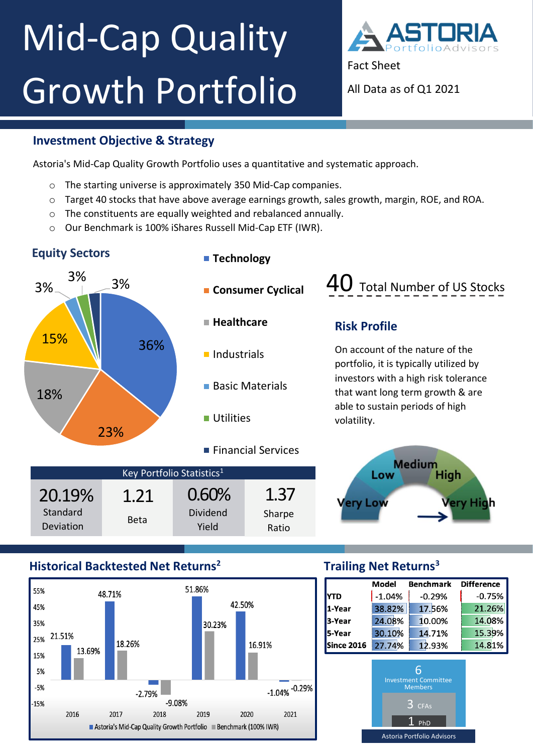# Mid-Cap Quality Growth Portfolio

**ASTORIA** PortfolioAdvisors

Fact Sheet

All Data as of Q1 2021

## Investment Objective & Strategy

Astoria's Mid-Cap Quality Growth Portfolio uses a quantitative and systematic approach.

- The starting universe is approximately 350 Mid-Cap companies.
- Target 40 stocks that have above average earnings growth, sales growth, margin, ROE, and ROA.
- The constituents are equally weighted and rebalanced annually.
- Our Benchmark is 100% iShares Russell Mid-Cap ETF (IWR).

## Equity Sectors

| Sector | Weight |
|---|---|
| **Technology** | 36% |
| **Consumer Cyclical** | 23% |
| **Healthcare** | 18% |
| Industrials | 15% |
| Basic Materials | 3% |
| Utilities | 3% |
| Financial Services | 3% |

**40** Total Number of US Stocks

## Risk Profile

On account of the nature of the portfolio, it is typically utilized by investors with a high risk tolerance that want long term growth & are able to sustain periods of high volatility.

Very Low | Low | Medium | High | **Very High**

## Key Portfolio Statistics[1]

| Standard Deviation | Beta | Dividend Yield | Sharpe Ratio |
|---|---|---|---|
| 20.19% | 1.21 | 0.60% | 1.37 |

## Historical Backtested Net Returns[2]

| Year | Astoria's Mid-Cap Quality Growth Portfolio | Benchmark (100% IWR) |
|---|---|---|
| 2016 | 21.51% | 13.69% |
| 2017 | 48.71% | 18.26% |
| 2018 | -2.79% | -9.08% |
| 2019 | 51.86% | 30.23% |
| 2020 | 42.50% | 16.91% |
| 2021 | -1.04% | -0.29% |

## Trailing Net Returns[3]

| | Model | Benchmark | Difference |
|---|---|---|---|
| **YTD** | -1.04% | -0.29% | -0.75% |
| **1-Year** | 38.82% | 17.56% | 21.26% |
| **3-Year** | 24.08% | 10.00% | 14.08% |
| **5-Year** | 30.10% | 14.71% | 15.39% |
| **Since 2016** | 27.74% | 12.93% | 14.81% |

6 Investment Committee Members

3 CFAs

1 PhD

Astoria Portfolio Advisors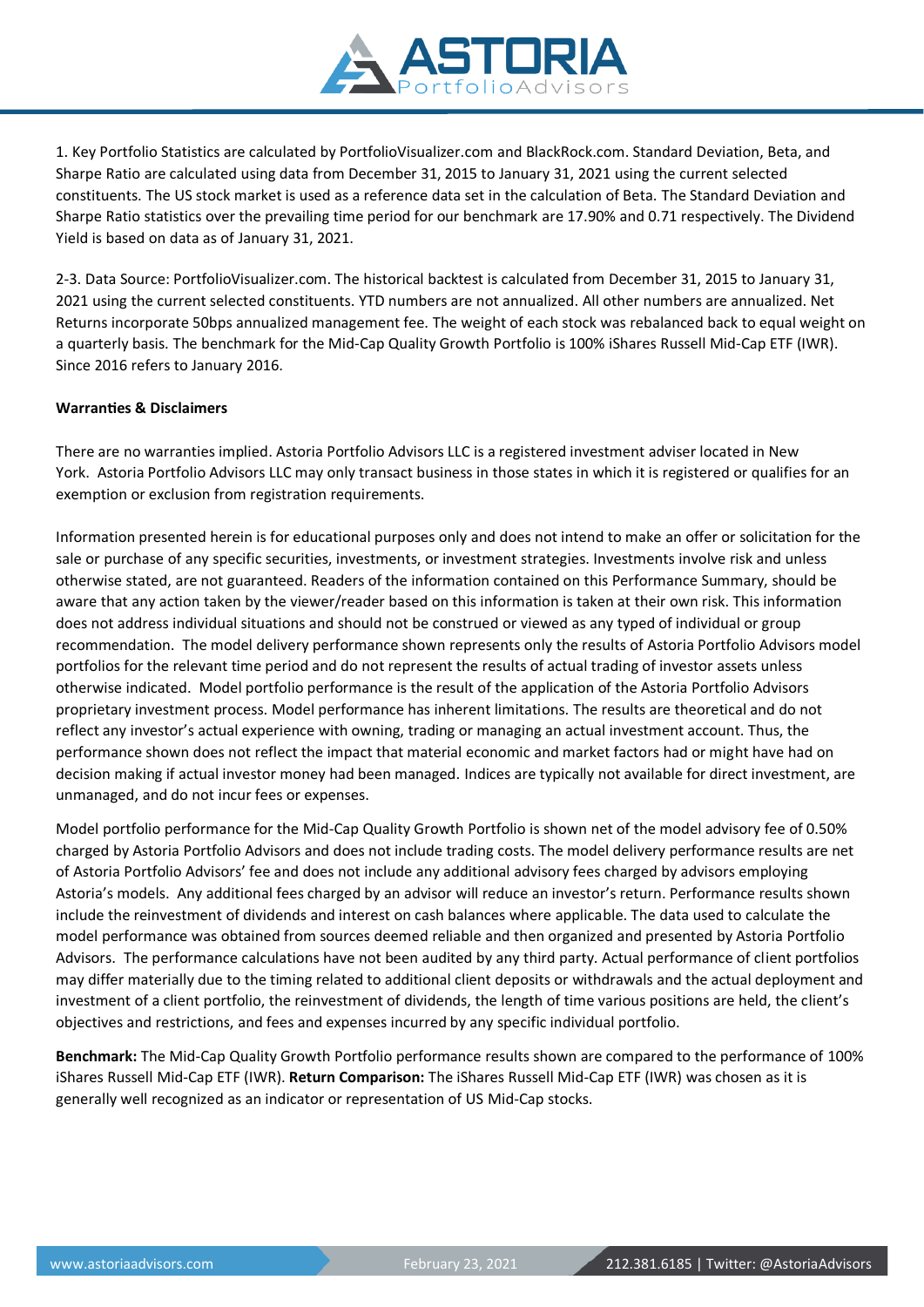1. Key Portfolio Statistics are calculated by PortfolioVisualizer.com and BlackRock.com. Standard Deviation, Beta, and Sharpe Ratio are calculated using data from December 31, 2015 to January 31, 2021 using the current selected constituents. The US stock market is used as a reference data set in the calculation of Beta. The Standard Deviation and Sharpe Ratio statistics over the prevailing time period for our benchmark are 17.90% and 0.71 respectively. The Dividend Yield is based on data as of January 31, 2021.

2-3. Data Source: PortfolioVisualizer.com. The historical backtest is calculated from December 31, 2015 to January 31, 2021 using the current selected constituents. YTD numbers are not annualized. All other numbers are annualized. Net Returns incorporate 50bps annualized management fee. The weight of each stock was rebalanced back to equal weight on a quarterly basis. The benchmark for the Mid-Cap Quality Growth Portfolio is 100% iShares Russell Mid-Cap ETF (IWR). Since 2016 refers to January 2016.

**Warranties & Disclaimers**

There are no warranties implied. Astoria Portfolio Advisors LLC is a registered investment adviser located in New York. Astoria Portfolio Advisors LLC may only transact business in those states in which it is registered or qualifies for an exemption or exclusion from registration requirements.

Information presented herein is for educational purposes only and does not intend to make an offer or solicitation for the sale or purchase of any specific securities, investments, or investment strategies. Investments involve risk and unless otherwise stated, are not guaranteed. Readers of the information contained on this Performance Summary, should be aware that any action taken by the viewer/reader based on this information is taken at their own risk. This information does not address individual situations and should not be construed or viewed as any typed of individual or group recommendation. The model delivery performance shown represents only the results of Astoria Portfolio Advisors model portfolios for the relevant time period and do not represent the results of actual trading of investor assets unless otherwise indicated. Model portfolio performance is the result of the application of the Astoria Portfolio Advisors proprietary investment process. Model performance has inherent limitations. The results are theoretical and do not reflect any investor's actual experience with owning, trading or managing an actual investment account. Thus, the performance shown does not reflect the impact that material economic and market factors had or might have had on decision making if actual investor money had been managed. Indices are typically not available for direct investment, are unmanaged, and do not incur fees or expenses.

Model portfolio performance for the Mid-Cap Quality Growth Portfolio is shown net of the model advisory fee of 0.50% charged by Astoria Portfolio Advisors and does not include trading costs. The model delivery performance results are net of Astoria Portfolio Advisors' fee and does not include any additional advisory fees charged by advisors employing Astoria's models. Any additional fees charged by an advisor will reduce an investor's return. Performance results shown include the reinvestment of dividends and interest on cash balances where applicable. The data used to calculate the model performance was obtained from sources deemed reliable and then organized and presented by Astoria Portfolio Advisors. The performance calculations have not been audited by any third party. Actual performance of client portfolios may differ materially due to the timing related to additional client deposits or withdrawals and the actual deployment and investment of a client portfolio, the reinvestment of dividends, the length of time various positions are held, the client's objectives and restrictions, and fees and expenses incurred by any specific individual portfolio.

**Benchmark:** The Mid-Cap Quality Growth Portfolio performance results shown are compared to the performance of 100% iShares Russell Mid-Cap ETF (IWR). **Return Comparison:** The iShares Russell Mid-Cap ETF (IWR) was chosen as it is generally well recognized as an indicator or representation of US Mid-Cap stocks.